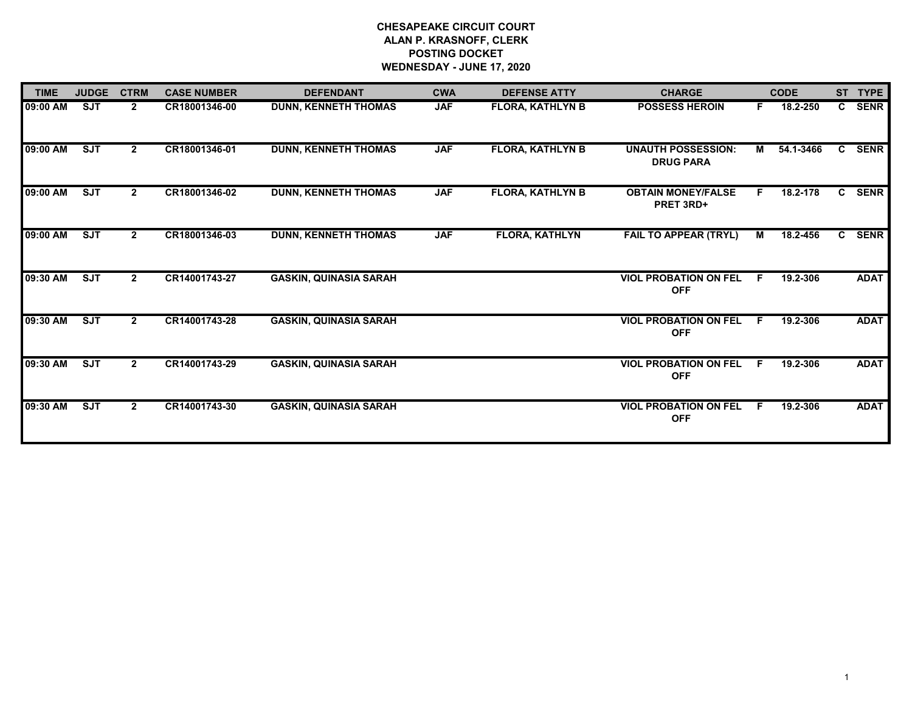**CHESAPEAKE CIRCUIT COURT**
**ALAN P. KRASNOFF, CLERK**
**POSTING DOCKET**
**WEDNESDAY - JUNE 17, 2020**

| TIME | JUDGE | CTRM | CASE NUMBER | DEFENDANT | CWA | DEFENSE ATTY | CHARGE | | CODE | ST | TYPE |
|---|---|---|---|---|---|---|---|---|---|---|---|
| 09:00 AM | SJT | 2 | CR18001346-00 | DUNN, KENNETH THOMAS | JAF | FLORA, KATHLYN B | POSSESS HEROIN | F | 18.2-250 | C | SENR |
| 09:00 AM | SJT | 2 | CR18001346-01 | DUNN, KENNETH THOMAS | JAF | FLORA, KATHLYN B | UNAUTH POSSESSION: DRUG PARA | M | 54.1-3466 | C | SENR |
| 09:00 AM | SJT | 2 | CR18001346-02 | DUNN, KENNETH THOMAS | JAF | FLORA, KATHLYN B | OBTAIN MONEY/FALSE PRET 3RD+ | F | 18.2-178 | C | SENR |
| 09:00 AM | SJT | 2 | CR18001346-03 | DUNN, KENNETH THOMAS | JAF | FLORA, KATHLYN | FAIL TO APPEAR (TRYL) | M | 18.2-456 | C | SENR |
| 09:30 AM | SJT | 2 | CR14001743-27 | GASKIN, QUINASIA SARAH | | | VIOL PROBATION ON FEL OFF | F | 19.2-306 | | ADAT |
| 09:30 AM | SJT | 2 | CR14001743-28 | GASKIN, QUINASIA SARAH | | | VIOL PROBATION ON FEL OFF | F | 19.2-306 | | ADAT |
| 09:30 AM | SJT | 2 | CR14001743-29 | GASKIN, QUINASIA SARAH | | | VIOL PROBATION ON FEL OFF | F | 19.2-306 | | ADAT |
| 09:30 AM | SJT | 2 | CR14001743-30 | GASKIN, QUINASIA SARAH | | | VIOL PROBATION ON FEL OFF | F | 19.2-306 | | ADAT |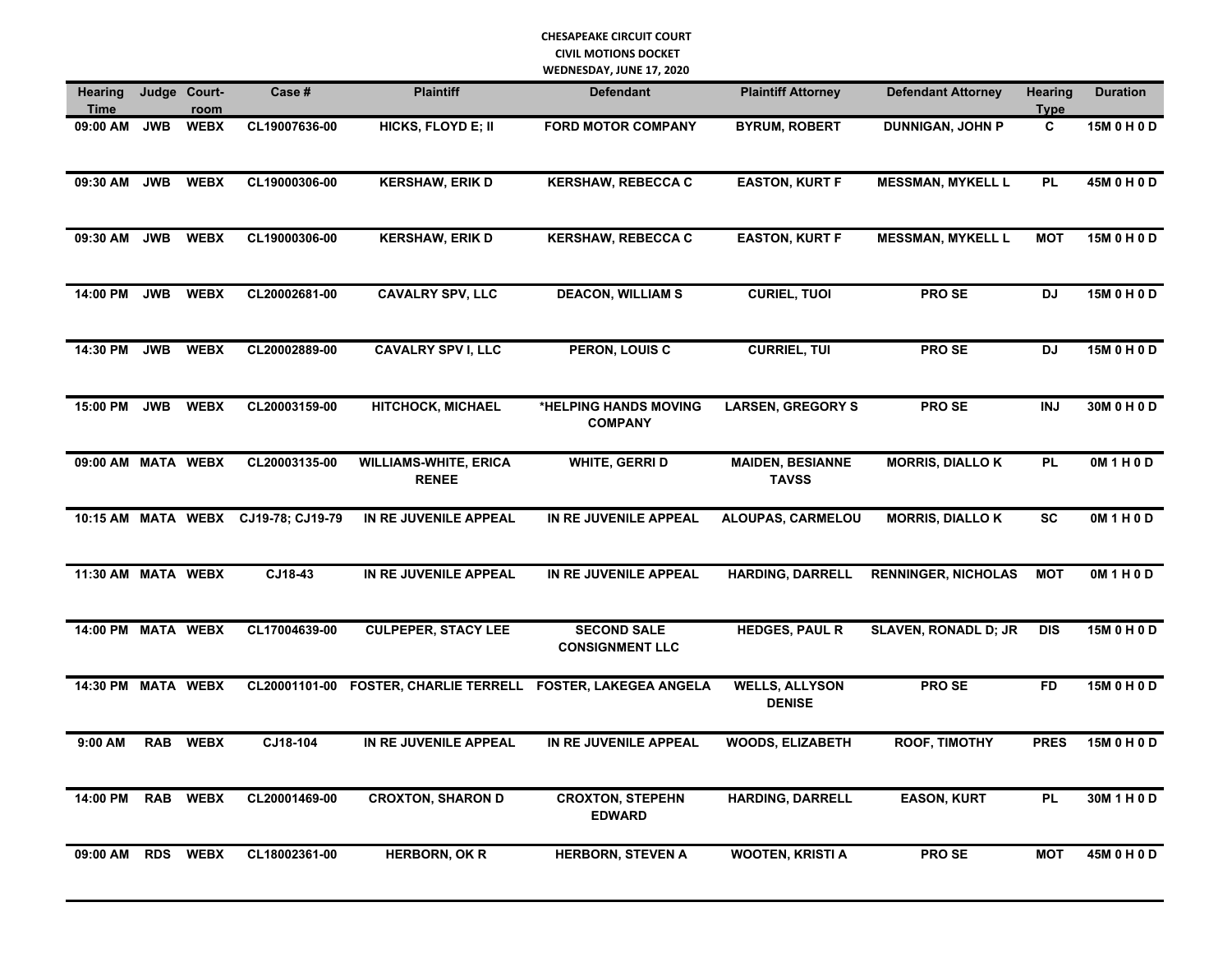**CHESAPEAKE CIRCUIT COURT**
**CIVIL MOTIONS DOCKET**
**WEDNESDAY, JUNE 17, 2020**

| Hearing Time | Judge | Court-room | Case # | Plaintiff | Defendant | Plaintiff Attorney | Defendant Attorney | Hearing Type | Duration |
|---|---|---|---|---|---|---|---|---|---|
| 09:00 AM | JWB | WEBX | CL19007636-00 | HICKS, FLOYD E; II | FORD MOTOR COMPANY | BYRUM, ROBERT | DUNNIGAN, JOHN P | C | 15M 0 H 0 D |
| 09:30 AM | JWB | WEBX | CL19000306-00 | KERSHAW, ERIK D | KERSHAW, REBECCA C | EASTON, KURT F | MESSMAN, MYKELL L | PL | 45M 0 H 0 D |
| 09:30 AM | JWB | WEBX | CL19000306-00 | KERSHAW, ERIK D | KERSHAW, REBECCA C | EASTON, KURT F | MESSMAN, MYKELL L | MOT | 15M 0 H 0 D |
| 14:00 PM | JWB | WEBX | CL20002681-00 | CAVALRY SPV, LLC | DEACON, WILLIAM S | CURIEL, TUOI | PRO SE | DJ | 15M 0 H 0 D |
| 14:30 PM | JWB | WEBX | CL20002889-00 | CAVALRY SPV I, LLC | PERON, LOUIS C | CURRIEL, TUI | PRO SE | DJ | 15M 0 H 0 D |
| 15:00 PM | JWB | WEBX | CL20003159-00 | HITCHOCK, MICHAEL | *HELPING HANDS MOVING COMPANY | LARSEN, GREGORY S | PRO SE | INJ | 30M 0 H 0 D |
| 09:00 AM | MATA | WEBX | CL20003135-00 | WILLIAMS-WHITE, ERICA RENEE | WHITE, GERRI D | MAIDEN, BESIANNE TAVSS | MORRIS, DIALLO K | PL | 0M 1 H 0 D |
| 10:15 AM | MATA | WEBX | CJ19-78; CJ19-79 | IN RE JUVENILE APPEAL | IN RE JUVENILE APPEAL | ALOUPAS, CARMELOU | MORRIS, DIALLO K | SC | 0M 1 H 0 D |
| 11:30 AM | MATA | WEBX | CJ18-43 | IN RE JUVENILE APPEAL | IN RE JUVENILE APPEAL | HARDING, DARRELL | RENNINGER, NICHOLAS | MOT | 0M 1 H 0 D |
| 14:00 PM | MATA | WEBX | CL17004639-00 | CULPEPER, STACY LEE | SECOND SALE CONSIGNMENT LLC | HEDGES, PAUL R | SLAVEN, RONADL D; JR | DIS | 15M 0 H 0 D |
| 14:30 PM | MATA | WEBX | CL20001101-00 | FOSTER, CHARLIE TERRELL | FOSTER, LAKEGEA ANGELA | WELLS, ALLYSON DENISE | PRO SE | FD | 15M 0 H 0 D |
| 9:00 AM | RAB | WEBX | CJ18-104 | IN RE JUVENILE APPEAL | IN RE JUVENILE APPEAL | WOODS, ELIZABETH | ROOF, TIMOTHY | PRES | 15M 0 H 0 D |
| 14:00 PM | RAB | WEBX | CL20001469-00 | CROXTON, SHARON D | CROXTON, STEPEHN EDWARD | HARDING, DARRELL | EASON, KURT | PL | 30M 1 H 0 D |
| 09:00 AM | RDS | WEBX | CL18002361-00 | HERBORN, OK R | HERBORN, STEVEN A | WOOTEN, KRISTI A | PRO SE | MOT | 45M 0 H 0 D |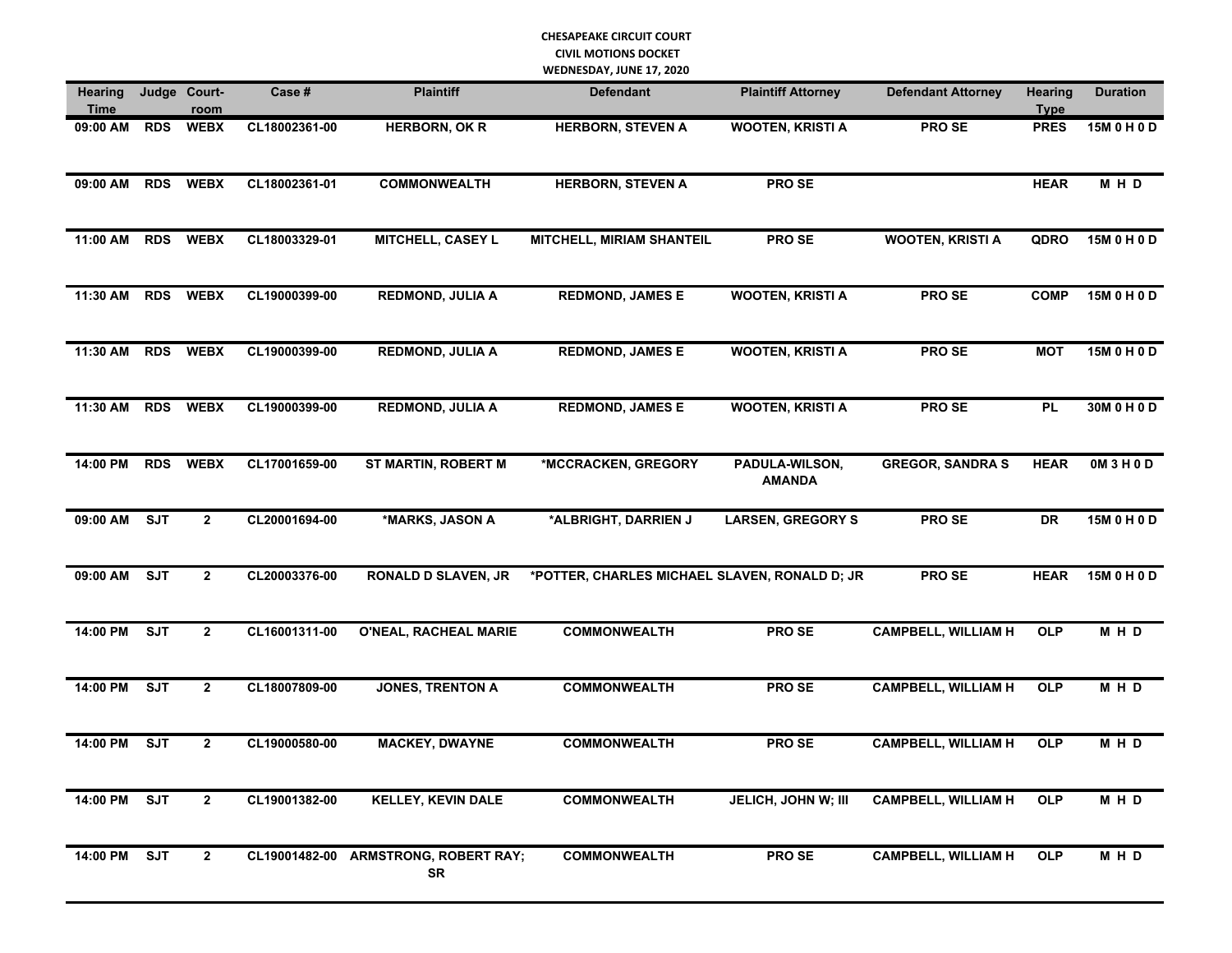CHESAPEAKE CIRCUIT COURT
CIVIL MOTIONS DOCKET
WEDNESDAY, JUNE 17, 2020

| Hearing Time | Judge | Court-room | Case # | Plaintiff | Defendant | Plaintiff Attorney | Defendant Attorney | Hearing Type | Duration |
|---|---|---|---|---|---|---|---|---|---|
| 09:00 AM | RDS | WEBX | CL18002361-00 | HERBORN, OK R | HERBORN, STEVEN A | WOOTEN, KRISTI A | PRO SE | PRES | 15M 0 H 0 D |
| 09:00 AM | RDS | WEBX | CL18002361-01 | COMMONWEALTH | HERBORN, STEVEN A | PRO SE | | HEAR | M H D |
| 11:00 AM | RDS | WEBX | CL18003329-01 | MITCHELL, CASEY L | MITCHELL, MIRIAM SHANTEIL | PRO SE | WOOTEN, KRISTI A | QDRO | 15M 0 H 0 D |
| 11:30 AM | RDS | WEBX | CL19000399-00 | REDMOND, JULIA A | REDMOND, JAMES E | WOOTEN, KRISTI A | PRO SE | COMP | 15M 0 H 0 D |
| 11:30 AM | RDS | WEBX | CL19000399-00 | REDMOND, JULIA A | REDMOND, JAMES E | WOOTEN, KRISTI A | PRO SE | MOT | 15M 0 H 0 D |
| 11:30 AM | RDS | WEBX | CL19000399-00 | REDMOND, JULIA A | REDMOND, JAMES E | WOOTEN, KRISTI A | PRO SE | PL | 30M 0 H 0 D |
| 14:00 PM | RDS | WEBX | CL17001659-00 | ST MARTIN, ROBERT M | *MCCRACKEN, GREGORY | PADULA-WILSON, AMANDA | GREGOR, SANDRA S | HEAR | 0M 3 H 0 D |
| 09:00 AM | SJT | 2 | CL20001694-00 | *MARKS, JASON A | *ALBRIGHT, DARRIEN J | LARSEN, GREGORY S | PRO SE | DR | 15M 0 H 0 D |
| 09:00 AM | SJT | 2 | CL20003376-00 | RONALD D SLAVEN, JR | *POTTER, CHARLES MICHAEL | SLAVEN, RONALD D; JR | PRO SE | HEAR | 15M 0 H 0 D |
| 14:00 PM | SJT | 2 | CL16001311-00 | O'NEAL, RACHEAL MARIE | COMMONWEALTH | PRO SE | CAMPBELL, WILLIAM H | OLP | M H D |
| 14:00 PM | SJT | 2 | CL18007809-00 | JONES, TRENTON A | COMMONWEALTH | PRO SE | CAMPBELL, WILLIAM H | OLP | M H D |
| 14:00 PM | SJT | 2 | CL19000580-00 | MACKEY, DWAYNE | COMMONWEALTH | PRO SE | CAMPBELL, WILLIAM H | OLP | M H D |
| 14:00 PM | SJT | 2 | CL19001382-00 | KELLEY, KEVIN DALE | COMMONWEALTH | JELICH, JOHN W; III | CAMPBELL, WILLIAM H | OLP | M H D |
| 14:00 PM | SJT | 2 | CL19001482-00 | ARMSTRONG, ROBERT RAY; SR | COMMONWEALTH | PRO SE | CAMPBELL, WILLIAM H | OLP | M H D |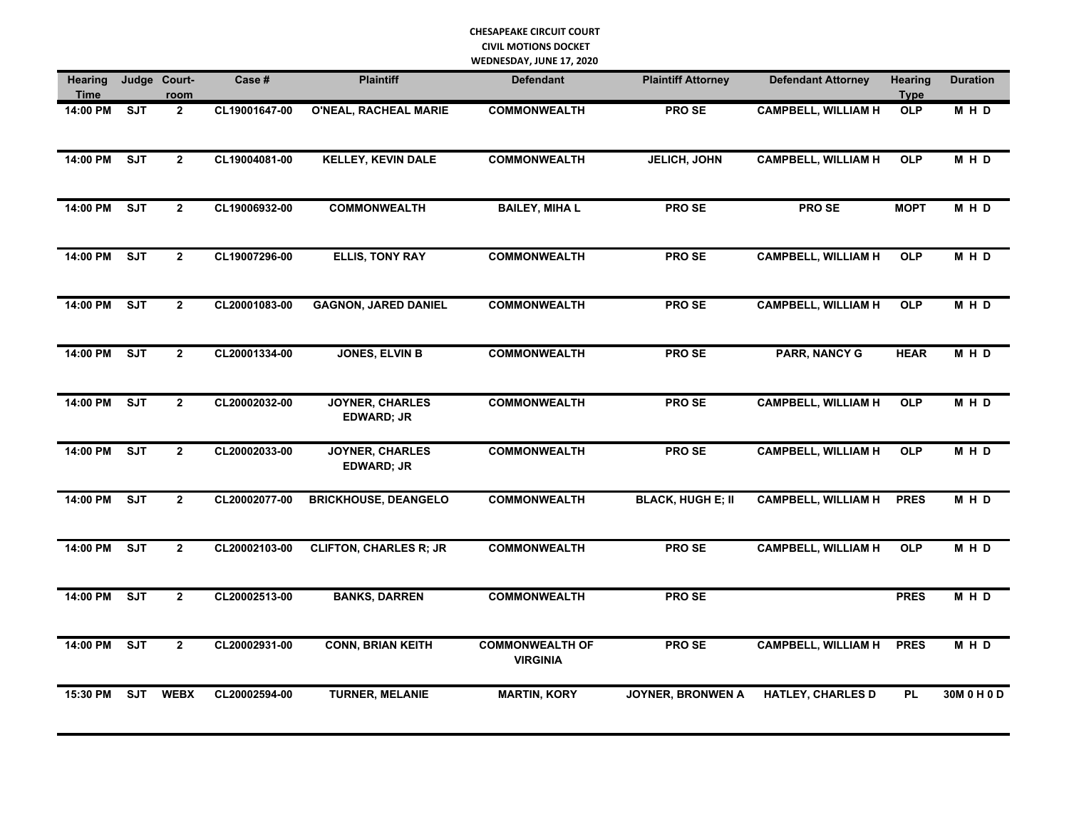**CHESAPEAKE CIRCUIT COURT**
**CIVIL MOTIONS DOCKET**
**WEDNESDAY, JUNE 17, 2020**

| Hearing Time | Judge | Court-room | Case # | Plaintiff | Defendant | Plaintiff Attorney | Defendant Attorney | Hearing Type | Duration |
|---|---|---|---|---|---|---|---|---|---|
| 14:00 PM | SJT | 2 | CL19001647-00 | O'NEAL, RACHEAL MARIE | COMMONWEALTH | PRO SE | CAMPBELL, WILLIAM H | OLP | M H D |
| 14:00 PM | SJT | 2 | CL19004081-00 | KELLEY, KEVIN DALE | COMMONWEALTH | JELICH, JOHN | CAMPBELL, WILLIAM H | OLP | M H D |
| 14:00 PM | SJT | 2 | CL19006932-00 | COMMONWEALTH | BAILEY, MIHA L | PRO SE | PRO SE | MOPT | M H D |
| 14:00 PM | SJT | 2 | CL19007296-00 | ELLIS, TONY RAY | COMMONWEALTH | PRO SE | CAMPBELL, WILLIAM H | OLP | M H D |
| 14:00 PM | SJT | 2 | CL20001083-00 | GAGNON, JARED DANIEL | COMMONWEALTH | PRO SE | CAMPBELL, WILLIAM H | OLP | M H D |
| 14:00 PM | SJT | 2 | CL20001334-00 | JONES, ELVIN B | COMMONWEALTH | PRO SE | PARR, NANCY G | HEAR | M H D |
| 14:00 PM | SJT | 2 | CL20002032-00 | JOYNER, CHARLES EDWARD; JR | COMMONWEALTH | PRO SE | CAMPBELL, WILLIAM H | OLP | M H D |
| 14:00 PM | SJT | 2 | CL20002033-00 | JOYNER, CHARLES EDWARD; JR | COMMONWEALTH | PRO SE | CAMPBELL, WILLIAM H | OLP | M H D |
| 14:00 PM | SJT | 2 | CL20002077-00 | BRICKHOUSE, DEANGELO | COMMONWEALTH | BLACK, HUGH E; II | CAMPBELL, WILLIAM H | PRES | M H D |
| 14:00 PM | SJT | 2 | CL20002103-00 | CLIFTON, CHARLES R; JR | COMMONWEALTH | PRO SE | CAMPBELL, WILLIAM H | OLP | M H D |
| 14:00 PM | SJT | 2 | CL20002513-00 | BANKS, DARREN | COMMONWEALTH | PRO SE | | PRES | M H D |
| 14:00 PM | SJT | 2 | CL20002931-00 | CONN, BRIAN KEITH | COMMONWEALTH OF VIRGINIA | PRO SE | CAMPBELL, WILLIAM H | PRES | M H D |
| 15:30 PM | SJT | WEBX | CL20002594-00 | TURNER, MELANIE | MARTIN, KORY | JOYNER, BRONWEN A | HATLEY, CHARLES D | PL | 30M 0 H 0 D |